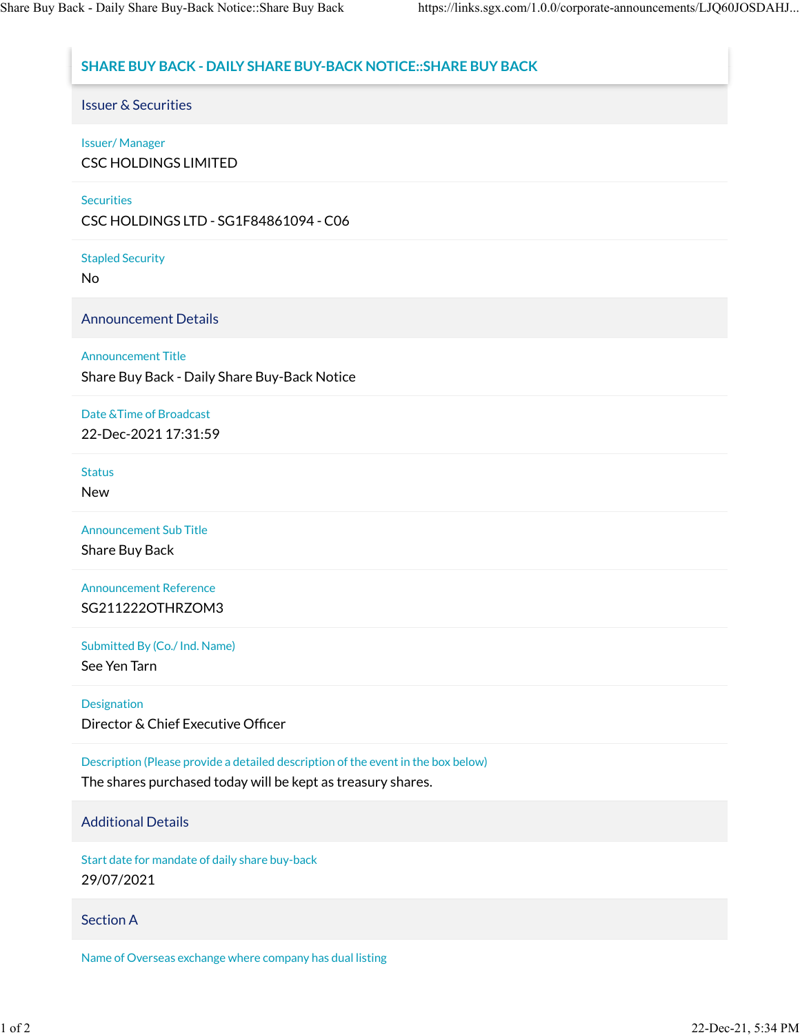# SHARE BUY BACK - DAILY SHARE BUY-BACK NOTICE::SHARE BUY BACK

## Issuer & Securities

**Issuer/ Manager**

CSC HOLDINGS LIMITED

**Securities**

CSC HOLDINGS LTD - SG1F84861094 - C06

**Stapled Security**

No

## Announcement Details

**Announcement Title**

Share Buy Back - Daily Share Buy-Back Notice

**Date &Time of Broadcast**

22-Dec-2021 17:31:59

**Status**

New

**Announcement Sub Title**

Share Buy Back

**Announcement Reference**

SG211222OTHRZOM3

**Submitted By (Co./ Ind. Name)**

See Yen Tarn

**Designation**

Director & Chief Executive Officer

**Description (Please provide a detailed description of the event in the box below)**

The shares purchased today will be kept as treasury shares.

## Additional Details

**Start date for mandate of daily share buy-back**

29/07/2021

## Section A

**Name of Overseas exchange where company has dual listing**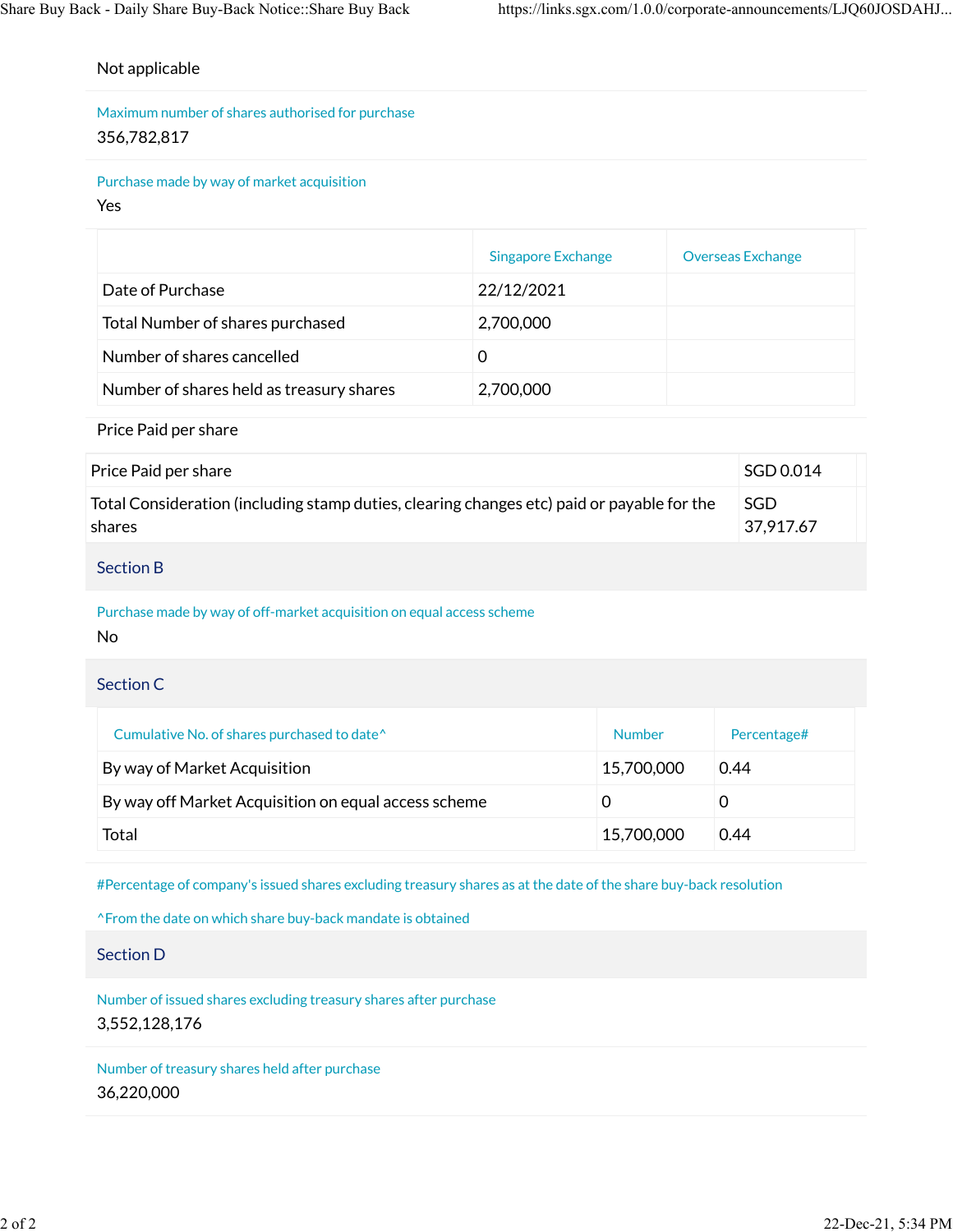Not applicable

Maximum number of shares authorised for purchase

356,782,817

Purchase made by way of market acquisition

Yes

| | Singapore Exchange | Overseas Exchange |
|---|---|---|
| Date of Purchase | 22/12/2021 | |
| Total Number of shares purchased | 2,700,000 | |
| Number of shares cancelled | 0 | |
| Number of shares held as treasury shares | 2,700,000 | |

Price Paid per share

| | |
|---|---|
| Price Paid per share | SGD 0.014 |
| Total Consideration (including stamp duties, clearing changes etc) paid or payable for the shares | SGD 37,917.67 |

## Section B

Purchase made by way of off-market acquisition on equal access scheme

No

## Section C

| Cumulative No. of shares purchased to date^ | Number | Percentage# |
|---|---|---|
| By way of Market Acquisition | 15,700,000 | 0.44 |
| By way off Market Acquisition on equal access scheme | 0 | 0 |
| Total | 15,700,000 | 0.44 |

#Percentage of company's issued shares excluding treasury shares as at the date of the share buy-back resolution

^From the date on which share buy-back mandate is obtained

## Section D

Number of issued shares excluding treasury shares after purchase

3,552,128,176

Number of treasury shares held after purchase

36,220,000